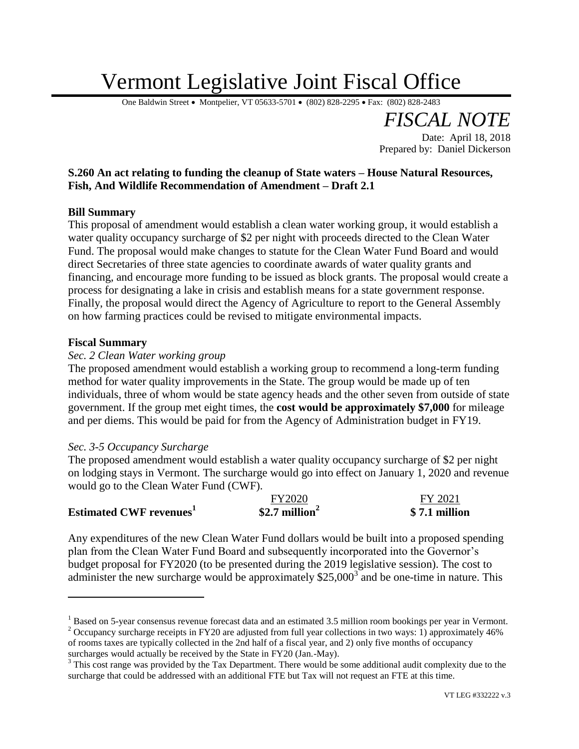# Vermont Legislative Joint Fiscal Office

One Baldwin Street • Montpelier, VT 05633-5701 • (802) 828-2295 • Fax: (802) 828-2483

## *FISCAL NOTE*

Date: April 18, 2018
Prepared by: Daniel Dickerson

**S.260 An act relating to funding the cleanup of State waters – House Natural Resources, Fish, And Wildlife Recommendation of Amendment – Draft 2.1**

### Bill Summary

This proposal of amendment would establish a clean water working group, it would establish a water quality occupancy surcharge of $2 per night with proceeds directed to the Clean Water Fund. The proposal would make changes to statute for the Clean Water Fund Board and would direct Secretaries of three state agencies to coordinate awards of water quality grants and financing, and encourage more funding to be issued as block grants. The proposal would create a process for designating a lake in crisis and establish means for a state government response. Finally, the proposal would direct the Agency of Agriculture to report to the General Assembly on how farming practices could be revised to mitigate environmental impacts.

### Fiscal Summary

*Sec. 2 Clean Water working group*

The proposed amendment would establish a working group to recommend a long-term funding method for water quality improvements in the State. The group would be made up of ten individuals, three of whom would be state agency heads and the other seven from outside of state government. If the group met eight times, the **cost would be approximately $7,000** for mileage and per diems. This would be paid for from the Agency of Administration budget in FY19.

*Sec. 3-5 Occupancy Surcharge*

The proposed amendment would establish a water quality occupancy surcharge of $2 per night on lodging stays in Vermont. The surcharge would go into effect on January 1, 2020 and revenue would go to the Clean Water Fund (CWF).

| | FY2020 | FY 2021 |
|---|---|---|
| **Estimated CWF revenues[1]** | **$2.7 million[2]** | **$ 7.1 million** |

Any expenditures of the new Clean Water Fund dollars would be built into a proposed spending plan from the Clean Water Fund Board and subsequently incorporated into the Governor's budget proposal for FY2020 (to be presented during the 2019 legislative session). The cost to administer the new surcharge would be approximately $25,000[3] and be one-time in nature. This

---

[1] Based on 5-year consensus revenue forecast data and an estimated 3.5 million room bookings per year in Vermont.

[2] Occupancy surcharge receipts in FY20 are adjusted from full year collections in two ways: 1) approximately 46% of rooms taxes are typically collected in the 2nd half of a fiscal year, and 2) only five months of occupancy surcharges would actually be received by the State in FY20 (Jan.-May).

[3] This cost range was provided by the Tax Department. There would be some additional audit complexity due to the surcharge that could be addressed with an additional FTE but Tax will not request an FTE at this time.

VT LEG #332222 v.3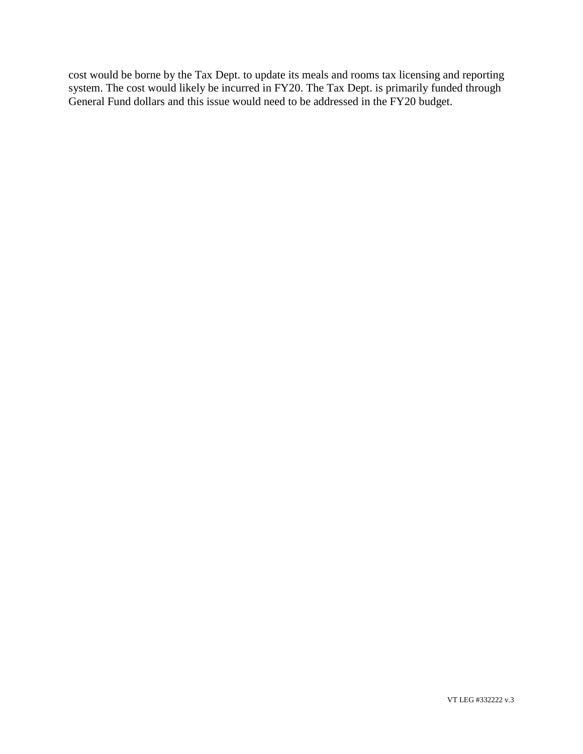cost would be borne by the Tax Dept. to update its meals and rooms tax licensing and reporting system. The cost would likely be incurred in FY20. The Tax Dept. is primarily funded through General Fund dollars and this issue would need to be addressed in the FY20 budget.